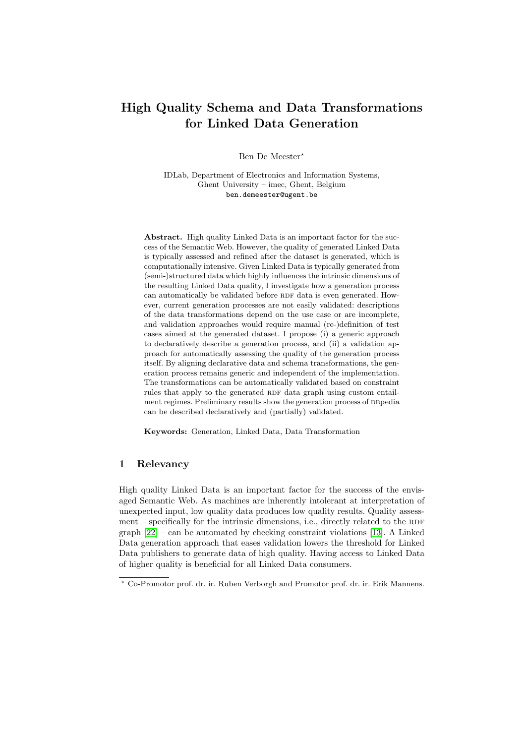# High Quality Schema and Data Transformations for Linked Data Generation

Ben De Meester*

IDLab, Department of Electronics and Information Systems,
Ghent University – imec, Ghent, Belgium
ben.demeester@ugent.be

**Abstract.** High quality Linked Data is an important factor for the success of the Semantic Web. However, the quality of generated Linked Data is typically assessed and refined after the dataset is generated, which is computationally intensive. Given Linked Data is typically generated from (semi-)structured data which highly influences the intrinsic dimensions of the resulting Linked Data quality, I investigate how a generation process can automatically be validated before RDF data is even generated. However, current generation processes are not easily validated: descriptions of the data transformations depend on the use case or are incomplete, and validation approaches would require manual (re-)definition of test cases aimed at the generated dataset. I propose (i) a generic approach to declaratively describe a generation process, and (ii) a validation approach for automatically assessing the quality of the generation process itself. By aligning declarative data and schema transformations, the generation process remains generic and independent of the implementation. The transformations can be automatically validated based on constraint rules that apply to the generated RDF data graph using custom entailment regimes. Preliminary results show the generation process of DBpedia can be described declaratively and (partially) validated.

**Keywords:** Generation, Linked Data, Data Transformation

## 1 Relevancy

High quality Linked Data is an important factor for the success of the envisaged Semantic Web. As machines are inherently intolerant at interpretation of unexpected input, low quality data produces low quality results. Quality assessment – specifically for the intrinsic dimensions, i.e., directly related to the RDF graph [22] – can be automated by checking constraint violations [13]. A Linked Data generation approach that eases validation lowers the threshold for Linked Data publishers to generate data of high quality. Having access to Linked Data of higher quality is beneficial for all Linked Data consumers.

* Co-Promotor prof. dr. ir. Ruben Verborgh and Promotor prof. dr. ir. Erik Mannens.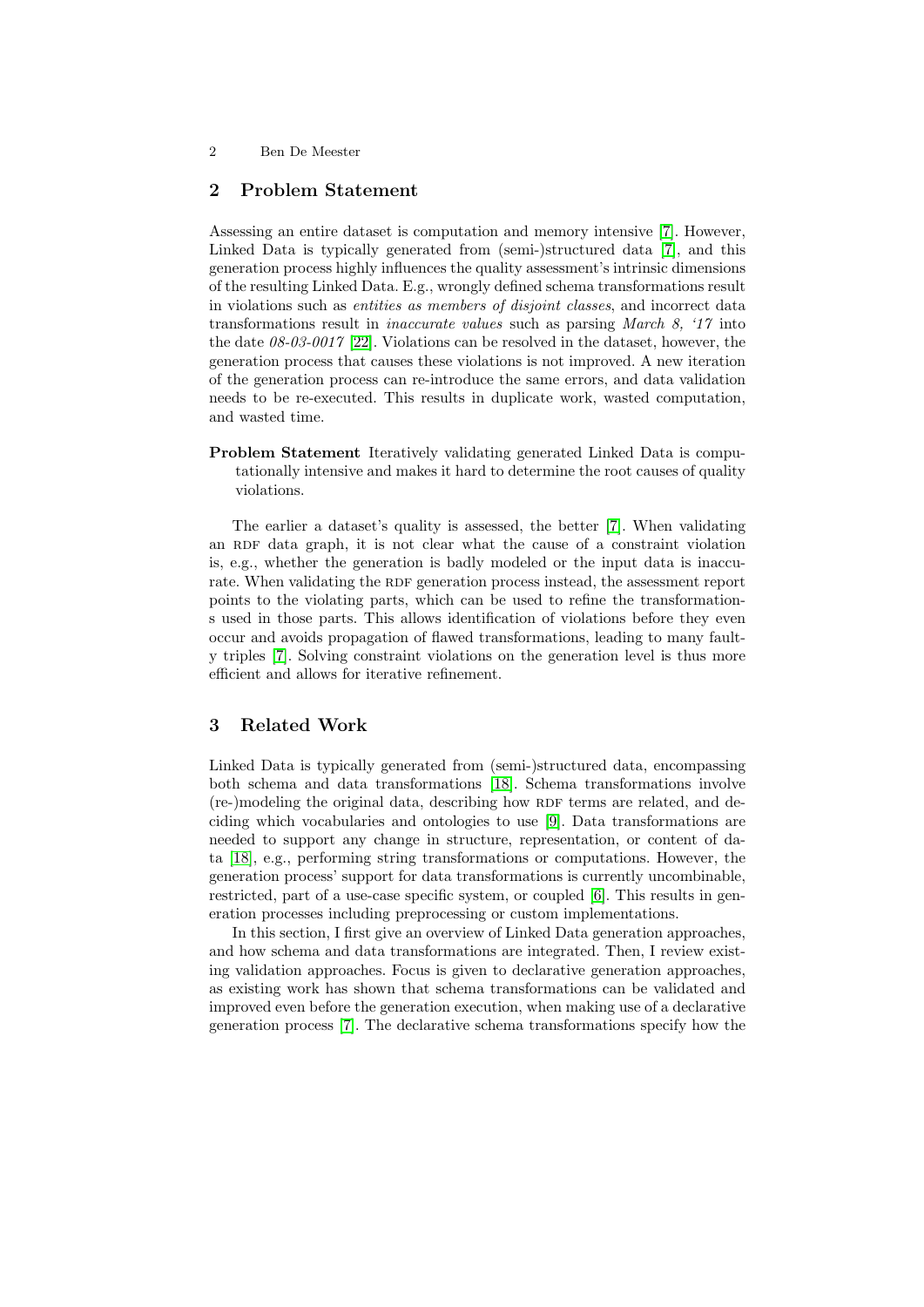## 2 Problem Statement

Assessing an entire dataset is computation and memory intensive [7]. However, Linked Data is typically generated from (semi-)structured data [7], and this generation process highly influences the quality assessment's intrinsic dimensions of the resulting Linked Data. E.g., wrongly defined schema transformations result in violations such as *entities as members of disjoint classes*, and incorrect data transformations result in *inaccurate values* such as parsing *March 8, '17* into the date *08-03-0017* [22]. Violations can be resolved in the dataset, however, the generation process that causes these violations is not improved. A new iteration of the generation process can re-introduce the same errors, and data validation needs to be re-executed. This results in duplicate work, wasted computation, and wasted time.

**Problem Statement** Iteratively validating generated Linked Data is computationally intensive and makes it hard to determine the root causes of quality violations.

The earlier a dataset's quality is assessed, the better [7]. When validating an RDF data graph, it is not clear what the cause of a constraint violation is, e.g., whether the generation is badly modeled or the input data is inaccurate. When validating the RDF generation process instead, the assessment report points to the violating parts, which can be used to refine the transformations used in those parts. This allows identification of violations before they even occur and avoids propagation of flawed transformations, leading to many faulty triples [7]. Solving constraint violations on the generation level is thus more efficient and allows for iterative refinement.

## 3 Related Work

Linked Data is typically generated from (semi-)structured data, encompassing both schema and data transformations [18]. Schema transformations involve (re-)modeling the original data, describing how RDF terms are related, and deciding which vocabularies and ontologies to use [9]. Data transformations are needed to support any change in structure, representation, or content of data [18], e.g., performing string transformations or computations. However, the generation process' support for data transformations is currently uncombinable, restricted, part of a use-case specific system, or coupled [6]. This results in generation processes including preprocessing or custom implementations.

In this section, I first give an overview of Linked Data generation approaches, and how schema and data transformations are integrated. Then, I review existing validation approaches. Focus is given to declarative generation approaches, as existing work has shown that schema transformations can be validated and improved even before the generation execution, when making use of a declarative generation process [7]. The declarative schema transformations specify how the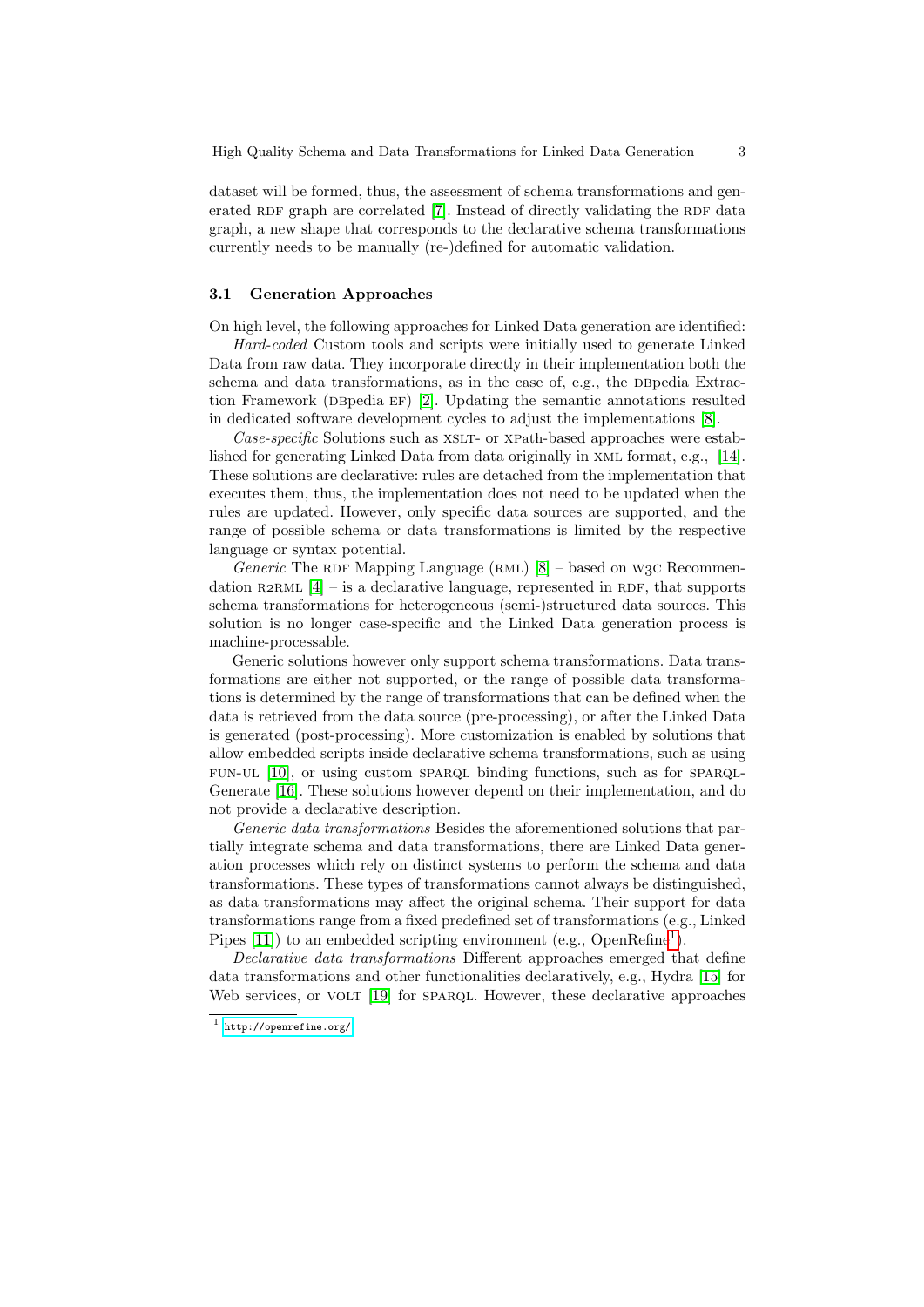dataset will be formed, thus, the assessment of schema transformations and generated RDF graph are correlated [7]. Instead of directly validating the RDF data graph, a new shape that corresponds to the declarative schema transformations currently needs to be manually (re-)defined for automatic validation.

### 3.1 Generation Approaches

On high level, the following approaches for Linked Data generation are identified:

*Hard-coded* Custom tools and scripts were initially used to generate Linked Data from raw data. They incorporate directly in their implementation both the schema and data transformations, as in the case of, e.g., the DBpedia Extraction Framework (DBpedia EF) [2]. Updating the semantic annotations resulted in dedicated software development cycles to adjust the implementations [8].

*Case-specific* Solutions such as XSLT- or XPath-based approaches were established for generating Linked Data from data originally in XML format, e.g., [14]. These solutions are declarative: rules are detached from the implementation that executes them, thus, the implementation does not need to be updated when the rules are updated. However, only specific data sources are supported, and the range of possible schema or data transformations is limited by the respective language or syntax potential.

*Generic* The RDF Mapping Language (RML) [8] – based on W3C Recommendation R2RML [4] – is a declarative language, represented in RDF, that supports schema transformations for heterogeneous (semi-)structured data sources. This solution is no longer case-specific and the Linked Data generation process is machine-processable.

Generic solutions however only support schema transformations. Data transformations are either not supported, or the range of possible data transformations is determined by the range of transformations that can be defined when the data is retrieved from the data source (pre-processing), or after the Linked Data is generated (post-processing). More customization is enabled by solutions that allow embedded scripts inside declarative schema transformations, such as using FUN-UL [10], or using custom SPARQL binding functions, such as for SPARQL-Generate [16]. These solutions however depend on their implementation, and do not provide a declarative description.

*Generic data transformations* Besides the aforementioned solutions that partially integrate schema and data transformations, there are Linked Data generation processes which rely on distinct systems to perform the schema and data transformations. These types of transformations cannot always be distinguished, as data transformations may affect the original schema. Their support for data transformations range from a fixed predefined set of transformations (e.g., Linked Pipes [11]) to an embedded scripting environment (e.g., OpenRefine[1]).

*Declarative data transformations* Different approaches emerged that define data transformations and other functionalities declaratively, e.g., Hydra [15] for Web services, or VOLT [19] for SPARQL. However, these declarative approaches

[1] http://openrefine.org/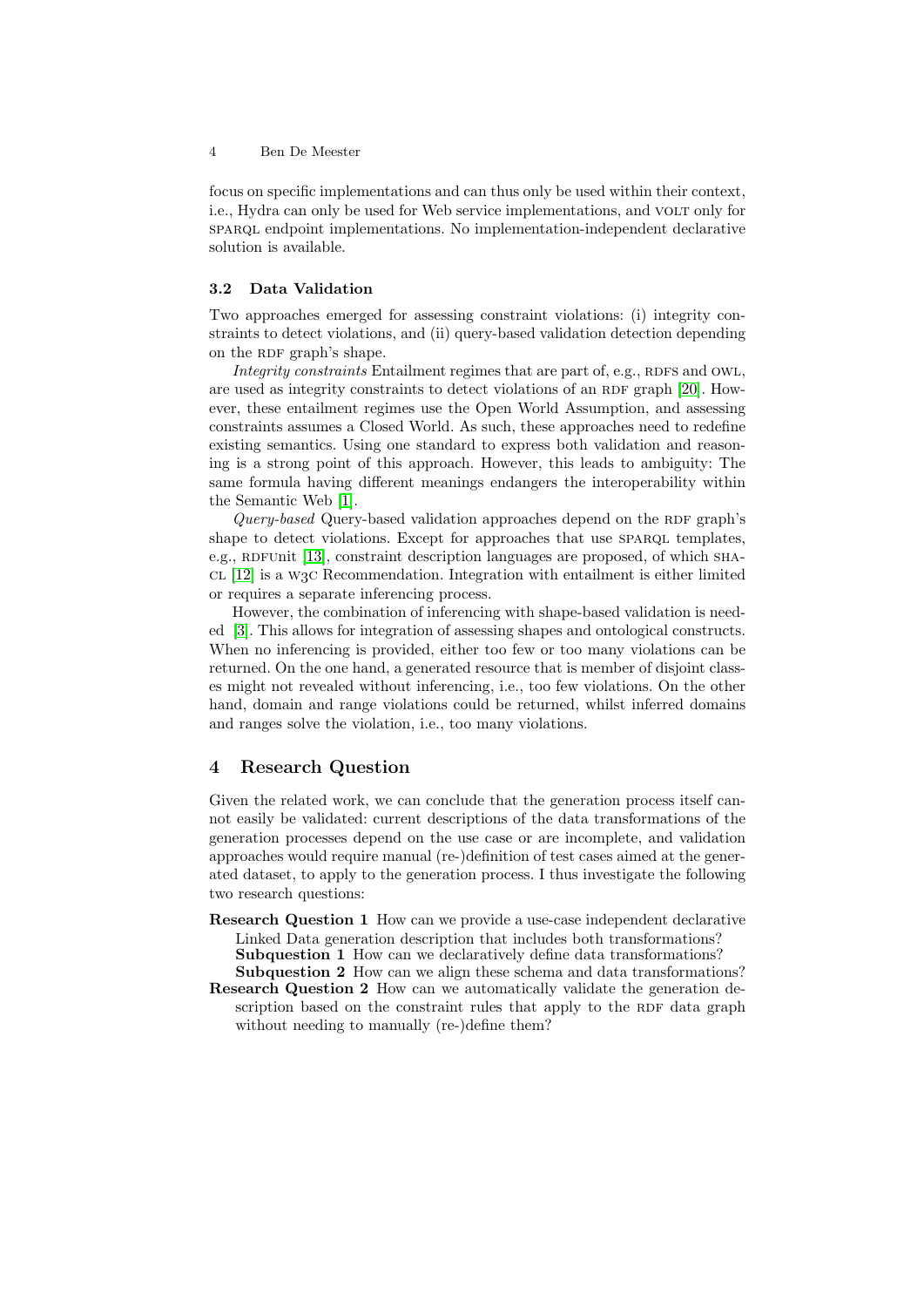focus on specific implementations and can thus only be used within their context, i.e., Hydra can only be used for Web service implementations, and VOLT only for SPARQL endpoint implementations. No implementation-independent declarative solution is available.

### 3.2 Data Validation

Two approaches emerged for assessing constraint violations: (i) integrity constraints to detect violations, and (ii) query-based validation detection depending on the RDF graph's shape.

*Integrity constraints* Entailment regimes that are part of, e.g., RDFS and OWL, are used as integrity constraints to detect violations of an RDF graph [20]. However, these entailment regimes use the Open World Assumption, and assessing constraints assumes a Closed World. As such, these approaches need to redefine existing semantics. Using one standard to express both validation and reasoning is a strong point of this approach. However, this leads to ambiguity: The same formula having different meanings endangers the interoperability within the Semantic Web [1].

*Query-based* Query-based validation approaches depend on the RDF graph's shape to detect violations. Except for approaches that use SPARQL templates, e.g., RDFUnit [13], constraint description languages are proposed, of which SHACL [12] is a W3C Recommendation. Integration with entailment is either limited or requires a separate inferencing process.

However, the combination of inferencing with shape-based validation is needed [3]. This allows for integration of assessing shapes and ontological constructs. When no inferencing is provided, either too few or too many violations can be returned. On the one hand, a generated resource that is member of disjoint classes might not revealed without inferencing, i.e., too few violations. On the other hand, domain and range violations could be returned, whilst inferred domains and ranges solve the violation, i.e., too many violations.

## 4 Research Question

Given the related work, we can conclude that the generation process itself cannot easily be validated: current descriptions of the data transformations of the generation processes depend on the use case or are incomplete, and validation approaches would require manual (re-)definition of test cases aimed at the generated dataset, to apply to the generation process. I thus investigate the following two research questions:

**Research Question 1** How can we provide a use-case independent declarative Linked Data generation description that includes both transformations?
 **Subquestion 1** How can we declaratively define data transformations?
 **Subquestion 2** How can we align these schema and data transformations?

**Research Question 2** How can we automatically validate the generation description based on the constraint rules that apply to the RDF data graph without needing to manually (re-)define them?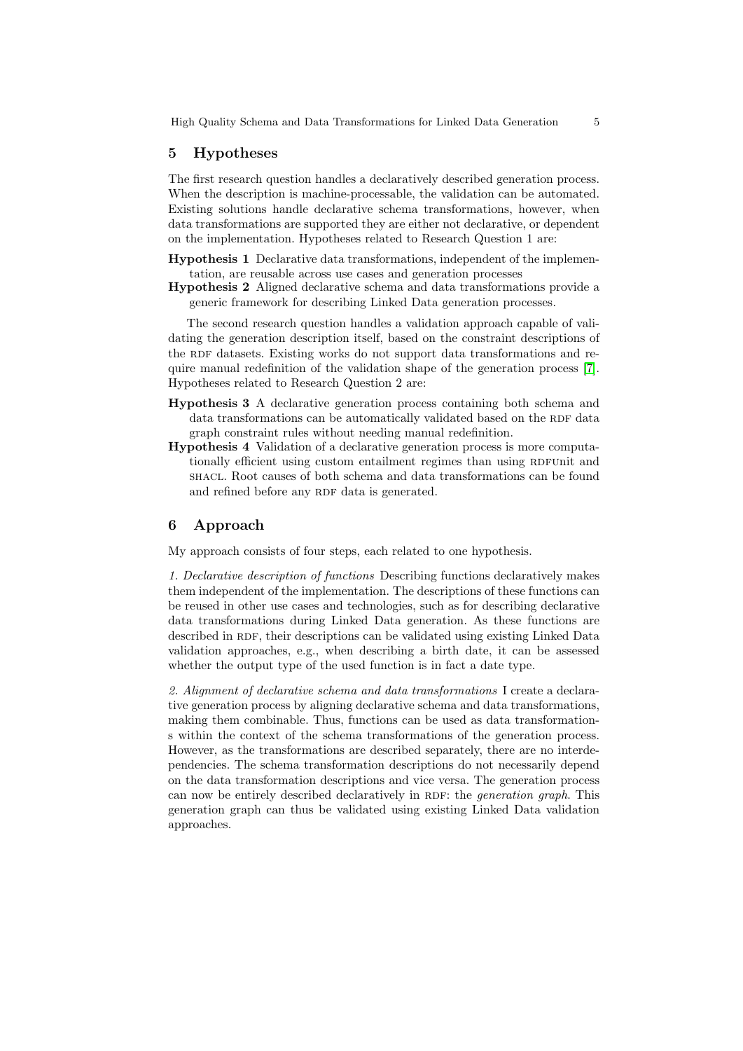## 5 Hypotheses

The first research question handles a declaratively described generation process. When the description is machine-processable, the validation can be automated. Existing solutions handle declarative schema transformations, however, when data transformations are supported they are either not declarative, or dependent on the implementation. Hypotheses related to Research Question 1 are:

**Hypothesis 1** Declarative data transformations, independent of the implementation, are reusable across use cases and generation processes

**Hypothesis 2** Aligned declarative schema and data transformations provide a generic framework for describing Linked Data generation processes.

The second research question handles a validation approach capable of validating the generation description itself, based on the constraint descriptions of the RDF datasets. Existing works do not support data transformations and require manual redefinition of the validation shape of the generation process [7]. Hypotheses related to Research Question 2 are:

**Hypothesis 3** A declarative generation process containing both schema and data transformations can be automatically validated based on the RDF data graph constraint rules without needing manual redefinition.

**Hypothesis 4** Validation of a declarative generation process is more computationally efficient using custom entailment regimes than using RDFUnit and SHACL. Root causes of both schema and data transformations can be found and refined before any RDF data is generated.

## 6 Approach

My approach consists of four steps, each related to one hypothesis.

*1. Declarative description of functions* Describing functions declaratively makes them independent of the implementation. The descriptions of these functions can be reused in other use cases and technologies, such as for describing declarative data transformations during Linked Data generation. As these functions are described in RDF, their descriptions can be validated using existing Linked Data validation approaches, e.g., when describing a birth date, it can be assessed whether the output type of the used function is in fact a date type.

*2. Alignment of declarative schema and data transformations* I create a declarative generation process by aligning declarative schema and data transformations, making them combinable. Thus, functions can be used as data transformations within the context of the schema transformations of the generation process. However, as the transformations are described separately, there are no interdependencies. The schema transformation descriptions do not necessarily depend on the data transformation descriptions and vice versa. The generation process can now be entirely described declaratively in RDF: the *generation graph*. This generation graph can thus be validated using existing Linked Data validation approaches.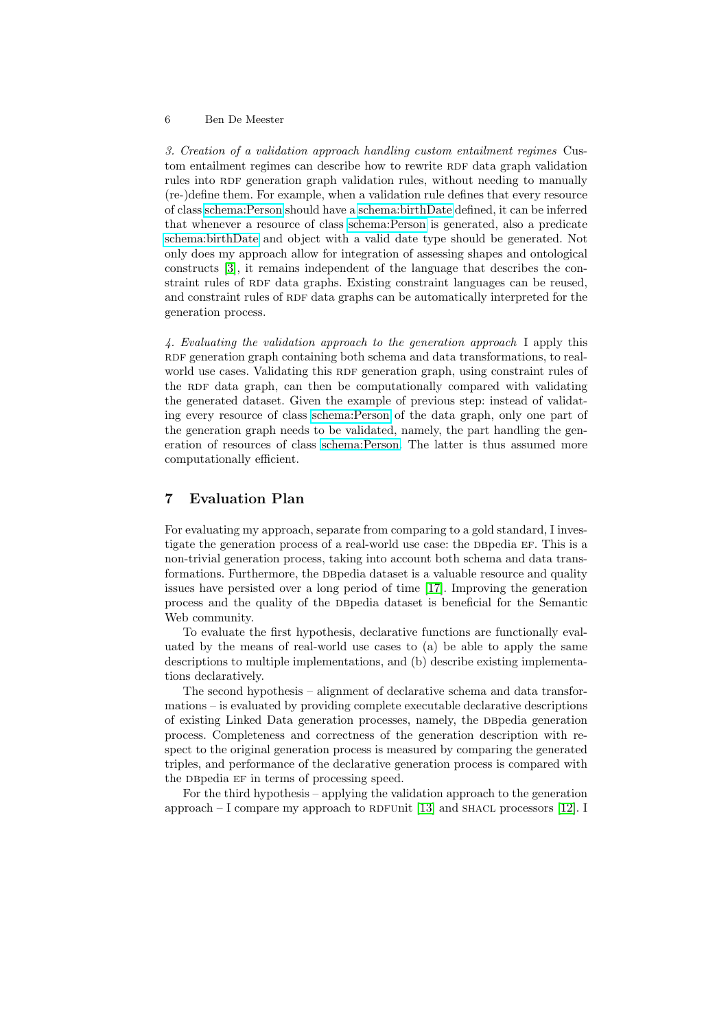*3. Creation of a validation approach handling custom entailment regimes* Custom entailment regimes can describe how to rewrite RDF data graph validation rules into RDF generation graph validation rules, without needing to manually (re-)define them. For example, when a validation rule defines that every resource of class schema:Person should have a schema:birthDate defined, it can be inferred that whenever a resource of class schema:Person is generated, also a predicate schema:birthDate and object with a valid date type should be generated. Not only does my approach allow for integration of assessing shapes and ontological constructs [3], it remains independent of the language that describes the constraint rules of RDF data graphs. Existing constraint languages can be reused, and constraint rules of RDF data graphs can be automatically interpreted for the generation process.

*4. Evaluating the validation approach to the generation approach* I apply this RDF generation graph containing both schema and data transformations, to real-world use cases. Validating this RDF generation graph, using constraint rules of the RDF data graph, can then be computationally compared with validating the generated dataset. Given the example of previous step: instead of validating every resource of class schema:Person of the data graph, only one part of the generation graph needs to be validated, namely, the part handling the generation of resources of class schema:Person. The latter is thus assumed more computationally efficient.

## 7 Evaluation Plan

For evaluating my approach, separate from comparing to a gold standard, I investigate the generation process of a real-world use case: the DBpedia EF. This is a non-trivial generation process, taking into account both schema and data transformations. Furthermore, the DBpedia dataset is a valuable resource and quality issues have persisted over a long period of time [17]. Improving the generation process and the quality of the DBpedia dataset is beneficial for the Semantic Web community.

To evaluate the first hypothesis, declarative functions are functionally evaluated by the means of real-world use cases to (a) be able to apply the same descriptions to multiple implementations, and (b) describe existing implementations declaratively.

The second hypothesis – alignment of declarative schema and data transformations – is evaluated by providing complete executable declarative descriptions of existing Linked Data generation processes, namely, the DBpedia generation process. Completeness and correctness of the generation description with respect to the original generation process is measured by comparing the generated triples, and performance of the declarative generation process is compared with the DBpedia EF in terms of processing speed.

For the third hypothesis – applying the validation approach to the generation approach – I compare my approach to RDFUnit [13] and SHACL processors [12]. I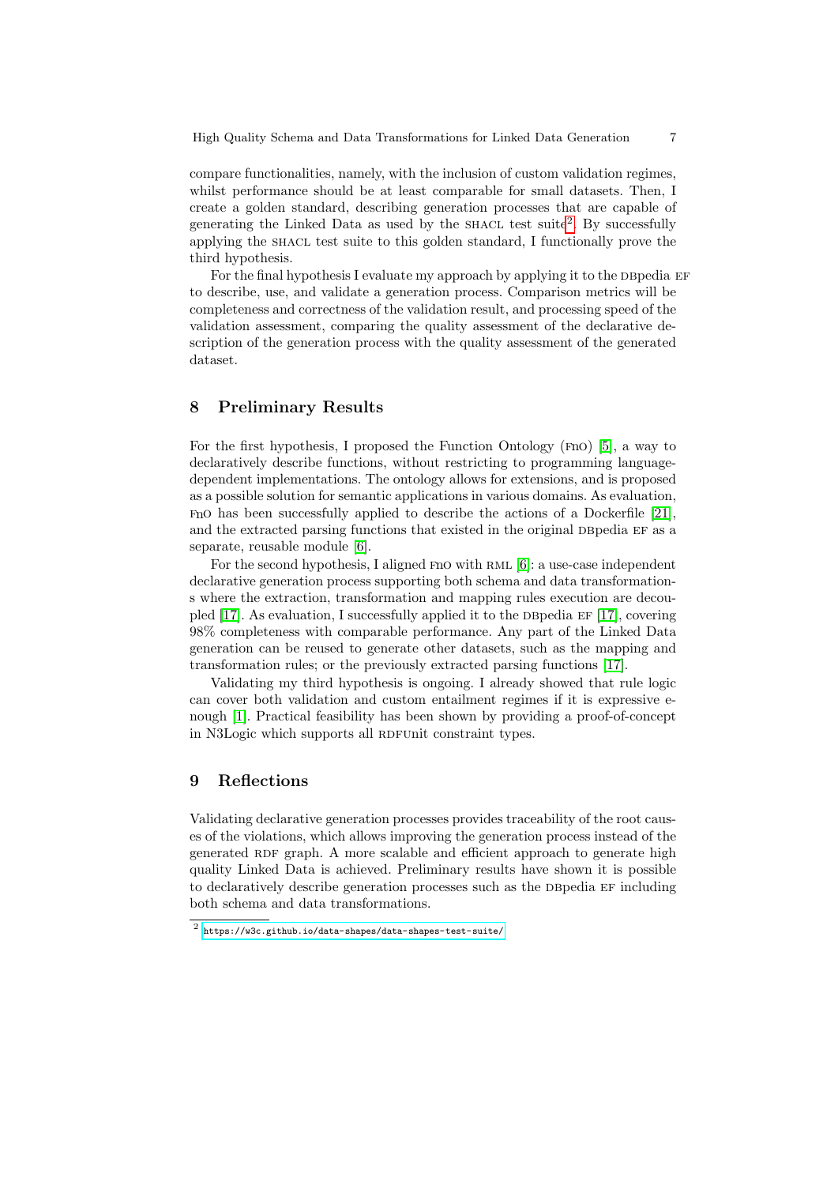compare functionalities, namely, with the inclusion of custom validation regimes, whilst performance should be at least comparable for small datasets. Then, I create a golden standard, describing generation processes that are capable of generating the Linked Data as used by the SHACL test suite[2]. By successfully applying the SHACL test suite to this golden standard, I functionally prove the third hypothesis.

For the final hypothesis I evaluate my approach by applying it to the DBpedia EF to describe, use, and validate a generation process. Comparison metrics will be completeness and correctness of the validation result, and processing speed of the validation assessment, comparing the quality assessment of the declarative description of the generation process with the quality assessment of the generated dataset.

## 8 Preliminary Results

For the first hypothesis, I proposed the Function Ontology (FnO) [5], a way to declaratively describe functions, without restricting to programming language-dependent implementations. The ontology allows for extensions, and is proposed as a possible solution for semantic applications in various domains. As evaluation, FnO has been successfully applied to describe the actions of a Dockerfile [21], and the extracted parsing functions that existed in the original DBpedia EF as a separate, reusable module [6].

For the second hypothesis, I aligned FnO with RML [6]: a use-case independent declarative generation process supporting both schema and data transformations where the extraction, transformation and mapping rules execution are decoupled [17]. As evaluation, I successfully applied it to the DBpedia EF [17], covering 98% completeness with comparable performance. Any part of the Linked Data generation can be reused to generate other datasets, such as the mapping and transformation rules; or the previously extracted parsing functions [17].

Validating my third hypothesis is ongoing. I already showed that rule logic can cover both validation and custom entailment regimes if it is expressive enough [1]. Practical feasibility has been shown by providing a proof-of-concept in N3Logic which supports all RDFUnit constraint types.

## 9 Reflections

Validating declarative generation processes provides traceability of the root causes of the violations, which allows improving the generation process instead of the generated RDF graph. A more scalable and efficient approach to generate high quality Linked Data is achieved. Preliminary results have shown it is possible to declaratively describe generation processes such as the DBpedia EF including both schema and data transformations.

---

[2] https://w3c.github.io/data-shapes/data-shapes-test-suite/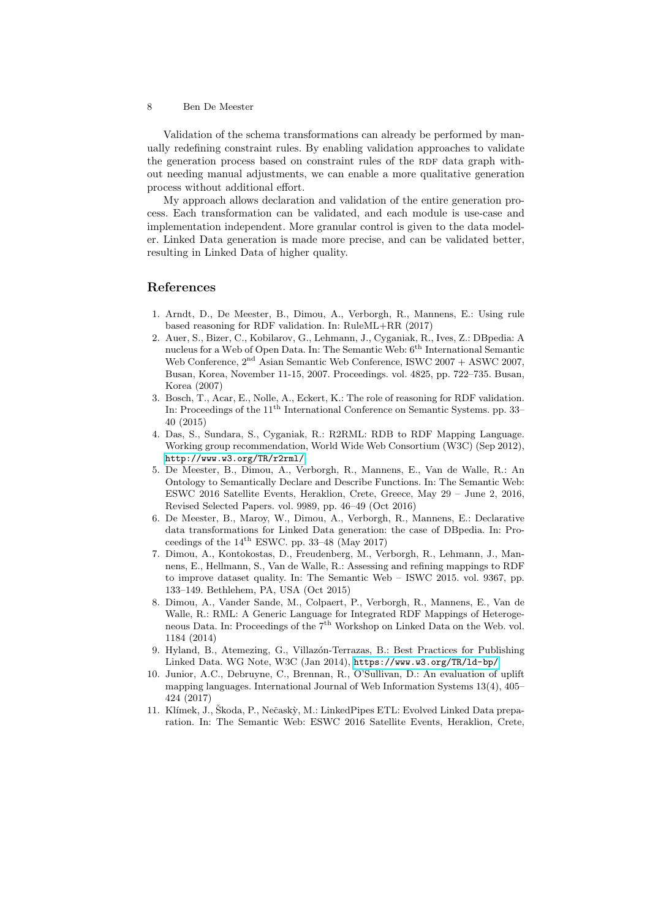Validation of the schema transformations can already be performed by manually redefining constraint rules. By enabling validation approaches to validate the generation process based on constraint rules of the RDF data graph without needing manual adjustments, we can enable a more qualitative generation process without additional effort.

My approach allows declaration and validation of the entire generation process. Each transformation can be validated, and each module is use-case and implementation independent. More granular control is given to the data modeler. Linked Data generation is made more precise, and can be validated better, resulting in Linked Data of higher quality.

## References

1. Arndt, D., De Meester, B., Dimou, A., Verborgh, R., Mannens, E.: Using rule based reasoning for RDF validation. In: RuleML+RR (2017)
2. Auer, S., Bizer, C., Kobilarov, G., Lehmann, J., Cyganiak, R., Ives, Z.: DBpedia: A nucleus for a Web of Open Data. In: The Semantic Web: 6th International Semantic Web Conference, 2nd Asian Semantic Web Conference, ISWC 2007 + ASWC 2007, Busan, Korea, November 11-15, 2007. Proceedings. vol. 4825, pp. 722–735. Busan, Korea (2007)
3. Bosch, T., Acar, E., Nolle, A., Eckert, K.: The role of reasoning for RDF validation. In: Proceedings of the 11th International Conference on Semantic Systems. pp. 33–40 (2015)
4. Das, S., Sundara, S., Cyganiak, R.: R2RML: RDB to RDF Mapping Language. Working group recommendation, World Wide Web Consortium (W3C) (Sep 2012), http://www.w3.org/TR/r2rml/
5. De Meester, B., Dimou, A., Verborgh, R., Mannens, E., Van de Walle, R.: An Ontology to Semantically Declare and Describe Functions. In: The Semantic Web: ESWC 2016 Satellite Events, Heraklion, Crete, Greece, May 29 – June 2, 2016, Revised Selected Papers. vol. 9989, pp. 46–49 (Oct 2016)
6. De Meester, B., Maroy, W., Dimou, A., Verborgh, R., Mannens, E.: Declarative data transformations for Linked Data generation: the case of DBpedia. In: Proceedings of the 14th ESWC. pp. 33–48 (May 2017)
7. Dimou, A., Kontokostas, D., Freudenberg, M., Verborgh, R., Lehmann, J., Mannens, E., Hellmann, S., Van de Walle, R.: Assessing and refining mappings to RDF to improve dataset quality. In: The Semantic Web – ISWC 2015. vol. 9367, pp. 133–149. Bethlehem, PA, USA (Oct 2015)
8. Dimou, A., Vander Sande, M., Colpaert, P., Verborgh, R., Mannens, E., Van de Walle, R.: RML: A Generic Language for Integrated RDF Mappings of Heterogeneous Data. In: Proceedings of the 7th Workshop on Linked Data on the Web. vol. 1184 (2014)
9. Hyland, B., Atemezing, G., Villazón-Terrazas, B.: Best Practices for Publishing Linked Data. WG Note, W3C (Jan 2014), https://www.w3.org/TR/ld-bp/
10. Junior, A.C., Debruyne, C., Brennan, R., O'Sullivan, D.: An evaluation of uplift mapping languages. International Journal of Web Information Systems 13(4), 405–424 (2017)
11. Klímek, J., Škoda, P., Nečaskỳ, M.: LinkedPipes ETL: Evolved Linked Data preparation. In: The Semantic Web: ESWC 2016 Satellite Events, Heraklion, Crete,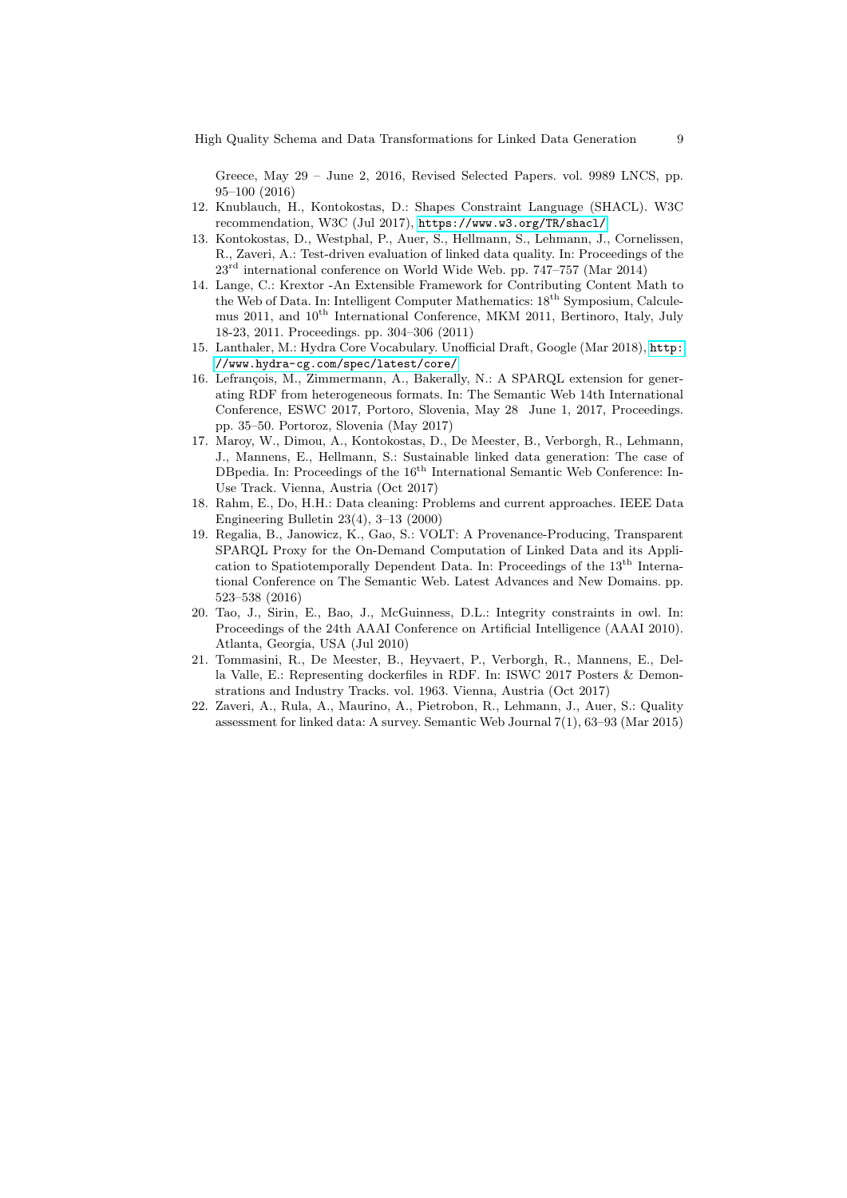Greece, May 29 – June 2, 2016, Revised Selected Papers. vol. 9989 LNCS, pp. 95–100 (2016)

12. Knublauch, H., Kontokostas, D.: Shapes Constraint Language (SHACL). W3C recommendation, W3C (Jul 2017), https://www.w3.org/TR/shacl/
13. Kontokostas, D., Westphal, P., Auer, S., Hellmann, S., Lehmann, J., Cornelissen, R., Zaveri, A.: Test-driven evaluation of linked data quality. In: Proceedings of the 23rd international conference on World Wide Web. pp. 747–757 (Mar 2014)
14. Lange, C.: Krextor -An Extensible Framework for Contributing Content Math to the Web of Data. In: Intelligent Computer Mathematics: 18th Symposium, Calculemus 2011, and 10th International Conference, MKM 2011, Bertinoro, Italy, July 18-23, 2011. Proceedings. pp. 304–306 (2011)
15. Lanthaler, M.: Hydra Core Vocabulary. Unofficial Draft, Google (Mar 2018), http://www.hydra-cg.com/spec/latest/core/
16. Lefrançois, M., Zimmermann, A., Bakerally, N.: A SPARQL extension for generating RDF from heterogeneous formats. In: The Semantic Web 14th International Conference, ESWC 2017, Portoro, Slovenia, May 28 June 1, 2017, Proceedings. pp. 35–50. Portoroz, Slovenia (May 2017)
17. Maroy, W., Dimou, A., Kontokostas, D., De Meester, B., Verborgh, R., Lehmann, J., Mannens, E., Hellmann, S.: Sustainable linked data generation: The case of DBpedia. In: Proceedings of the 16th International Semantic Web Conference: In-Use Track. Vienna, Austria (Oct 2017)
18. Rahm, E., Do, H.H.: Data cleaning: Problems and current approaches. IEEE Data Engineering Bulletin 23(4), 3–13 (2000)
19. Regalia, B., Janowicz, K., Gao, S.: VOLT: A Provenance-Producing, Transparent SPARQL Proxy for the On-Demand Computation of Linked Data and its Application to Spatiotemporally Dependent Data. In: Proceedings of the 13th International Conference on The Semantic Web. Latest Advances and New Domains. pp. 523–538 (2016)
20. Tao, J., Sirin, E., Bao, J., McGuinness, D.L.: Integrity constraints in owl. In: Proceedings of the 24th AAAI Conference on Artificial Intelligence (AAAI 2010). Atlanta, Georgia, USA (Jul 2010)
21. Tommasini, R., De Meester, B., Heyvaert, P., Verborgh, R., Mannens, E., Della Valle, E.: Representing dockerfiles in RDF. In: ISWC 2017 Posters & Demonstrations and Industry Tracks. vol. 1963. Vienna, Austria (Oct 2017)
22. Zaveri, A., Rula, A., Maurino, A., Pietrobon, R., Lehmann, J., Auer, S.: Quality assessment for linked data: A survey. Semantic Web Journal 7(1), 63–93 (Mar 2015)